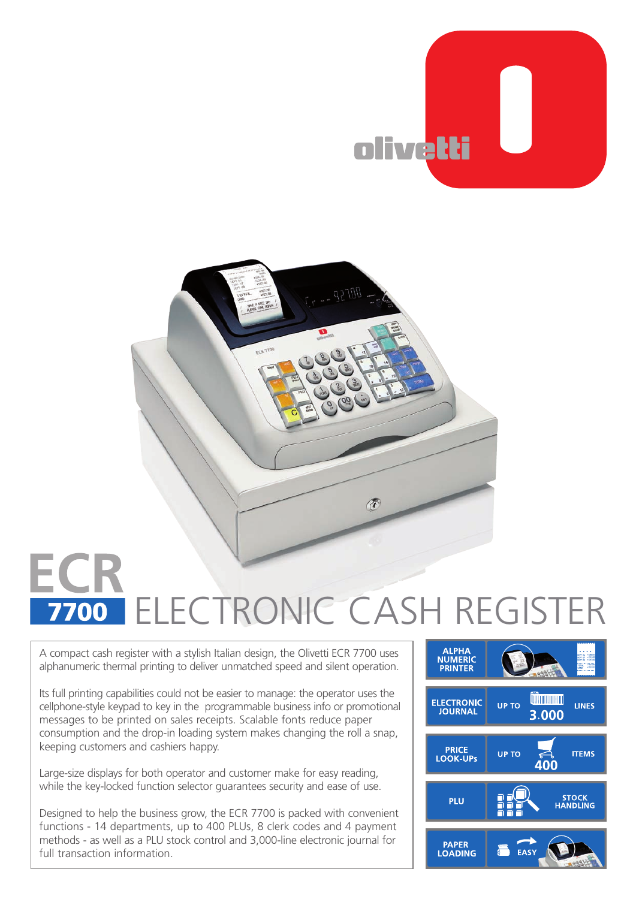# ECR 7700 ELECTRONIC CASH REGISTER

A compact cash register with a stylish Italian design, the Olivetti ECR 7700 uses alphanumeric thermal printing to deliver unmatched speed and silent operation.

Its full printing capabilities could not be easier to manage: the operator uses the cellphone-style keypad to key in the programmable business info or promotional messages to be printed on sales receipts. Scalable fonts reduce paper consumption and the drop-in loading system makes changing the roll a snap, keeping customers and cashiers happy.

Large-size displays for both operator and customer make for easy reading, while the key-locked function selector guarantees security and ease of use.

Designed to help the business grow, the ECR 7700 is packed with convenient functions - 14 departments, up to 400 PLUs, 8 clerk codes and 4 payment methods - as well as a PLU stock control and 3,000-line electronic journal for full transaction information.

- **ALPHA NUMERIC PRINTER**
- **ELECTRONIC JOURNAL** — UP TO 3.000 LINES
- **PRICE LOOK-UPs** — UP TO 400 ITEMS
- **PLU** — STOCK HANDLING
- **PAPER LOADING** — EASY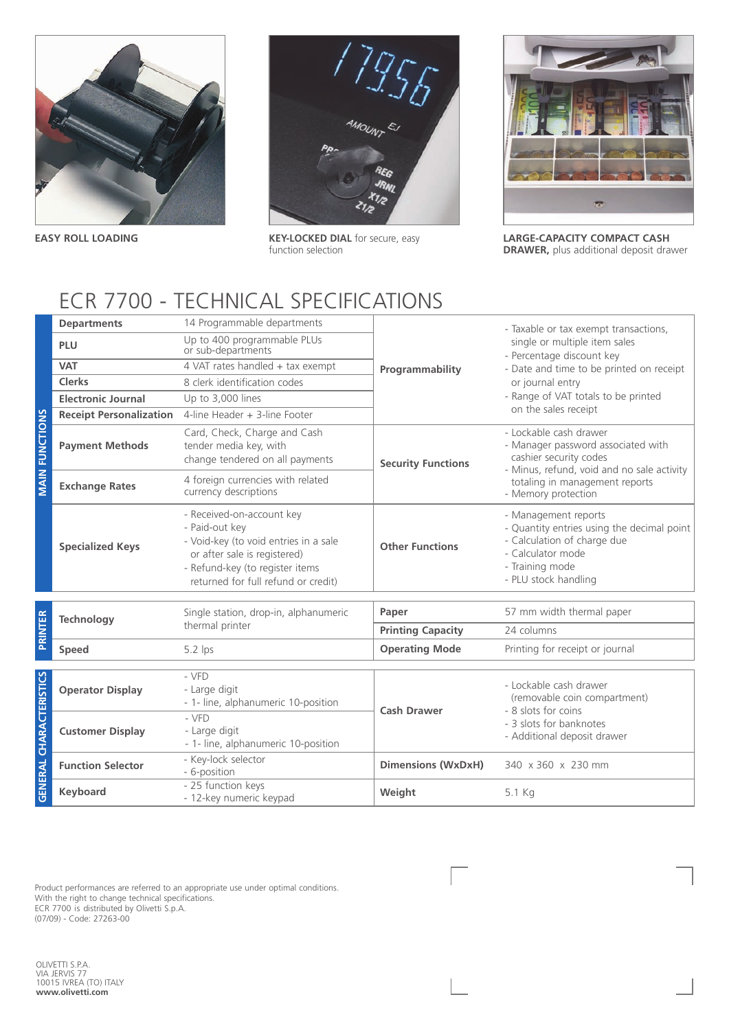**EASY ROLL LOADING**

**KEY-LOCKED DIAL** for secure, easy function selection

**LARGE-CAPACITY COMPACT CASH DRAWER,** plus additional deposit drawer

# ECR 7700 - TECHNICAL SPECIFICATIONS

## MAIN FUNCTIONS

| | | | |
|---|---|---|---|
| **Departments** | 14 Programmable departments | **Programmability** | - Taxable or tax exempt transactions, single or multiple item sales<br>- Percentage discount key<br>- Date and time to be printed on receipt or journal entry<br>- Range of VAT totals to be printed on the sales receipt |
| **PLU** | Up to 400 programmable PLUs or sub-departments | | |
| **VAT** | 4 VAT rates handled + tax exempt | | |
| **Clerks** | 8 clerk identification codes | | |
| **Electronic Journal** | Up to 3,000 lines | | |
| **Receipt Personalization** | 4-line Header + 3-line Footer | | |
| **Payment Methods** | Card, Check, Charge and Cash tender media key, with change tendered on all payments | **Security Functions** | - Lockable cash drawer<br>- Manager password associated with cashier security codes<br>- Minus, refund, void and no sale activity totaling in management reports<br>- Memory protection |
| **Exchange Rates** | 4 foreign currencies with related currency descriptions | | |
| **Specialized Keys** | - Received-on-account key<br>- Paid-out key<br>- Void-key (to void entries in a sale or after sale is registered)<br>- Refund-key (to register items returned for full refund or credit) | **Other Functions** | - Management reports<br>- Quantity entries using the decimal point<br>- Calculation of charge due<br>- Calculator mode<br>- Training mode<br>- PLU stock handling |

## PRINTER

| | | | |
|---|---|---|---|
| **Technology** | Single station, drop-in, alphanumeric thermal printer | **Paper** | 57 mm width thermal paper |
| | | **Printing Capacity** | 24 columns |
| **Speed** | 5.2 lps | **Operating Mode** | Printing for receipt or journal |

## GENERAL CHARACTERISTICS

| | | | |
|---|---|---|---|
| **Operator Display** | - VFD<br>- Large digit<br>- 1- line, alphanumeric 10-position | **Cash Drawer** | - Lockable cash drawer (removable coin compartment)<br>- 8 slots for coins<br>- 3 slots for banknotes<br>- Additional deposit drawer |
| **Customer Display** | - VFD<br>- Large digit<br>- 1- line, alphanumeric 10-position | | |
| **Function Selector** | - Key-lock selector<br>- 6-position | **Dimensions (WxDxH)** | 340 x 360 x 230 mm |
| **Keyboard** | - 25 function keys<br>- 12-key numeric keypad | **Weight** | 5.1 Kg |

Product performances are referred to an appropriate use under optimal conditions.
With the right to change technical specifications.
ECR 7700 is distributed by Olivetti S.p.A.
(07/09) - Code: 27263-00

OLIVETTI S.P.A.
VIA JERVIS 77
10015 IVREA (TO) ITALY
**www.olivetti.com**